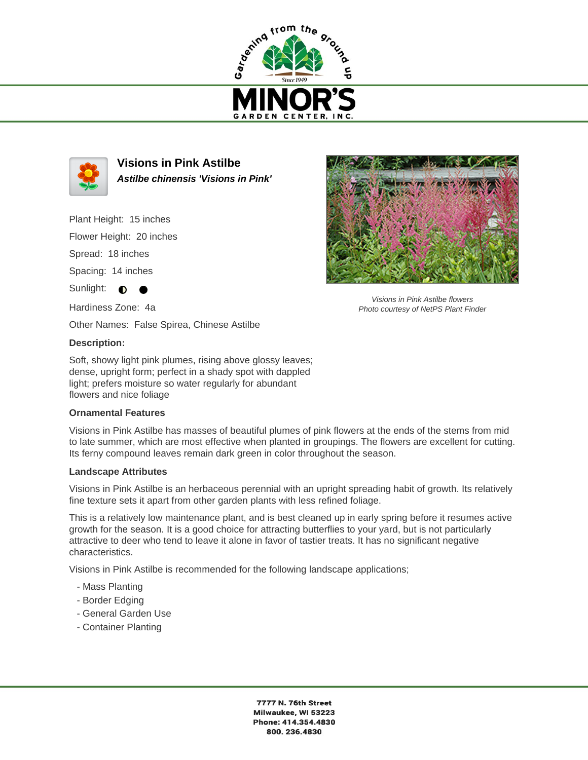# Visions in Pink Astilbe

***Astilbe chinensis 'Visions in Pink'***

Plant Height: 15 inches

Flower Height: 20 inches

Spread: 18 inches

Spacing: 14 inches

Sunlight: ◐ ●

Hardiness Zone: 4a

Other Names: False Spirea, Chinese Astilbe

*Visions in Pink Astilbe flowers*
*Photo courtesy of NetPS Plant Finder*

**Description:**

Soft, showy light pink plumes, rising above glossy leaves; dense, upright form; perfect in a shady spot with dappled light; prefers moisture so water regularly for abundant flowers and nice foliage

### Ornamental Features

Visions in Pink Astilbe has masses of beautiful plumes of pink flowers at the ends of the stems from mid to late summer, which are most effective when planted in groupings. The flowers are excellent for cutting. Its ferny compound leaves remain dark green in color throughout the season.

### Landscape Attributes

Visions in Pink Astilbe is an herbaceous perennial with an upright spreading habit of growth. Its relatively fine texture sets it apart from other garden plants with less refined foliage.

This is a relatively low maintenance plant, and is best cleaned up in early spring before it resumes active growth for the season. It is a good choice for attracting butterflies to your yard, but is not particularly attractive to deer who tend to leave it alone in favor of tastier treats. It has no significant negative characteristics.

Visions in Pink Astilbe is recommended for the following landscape applications;

- Mass Planting
- Border Edging
- General Garden Use
- Container Planting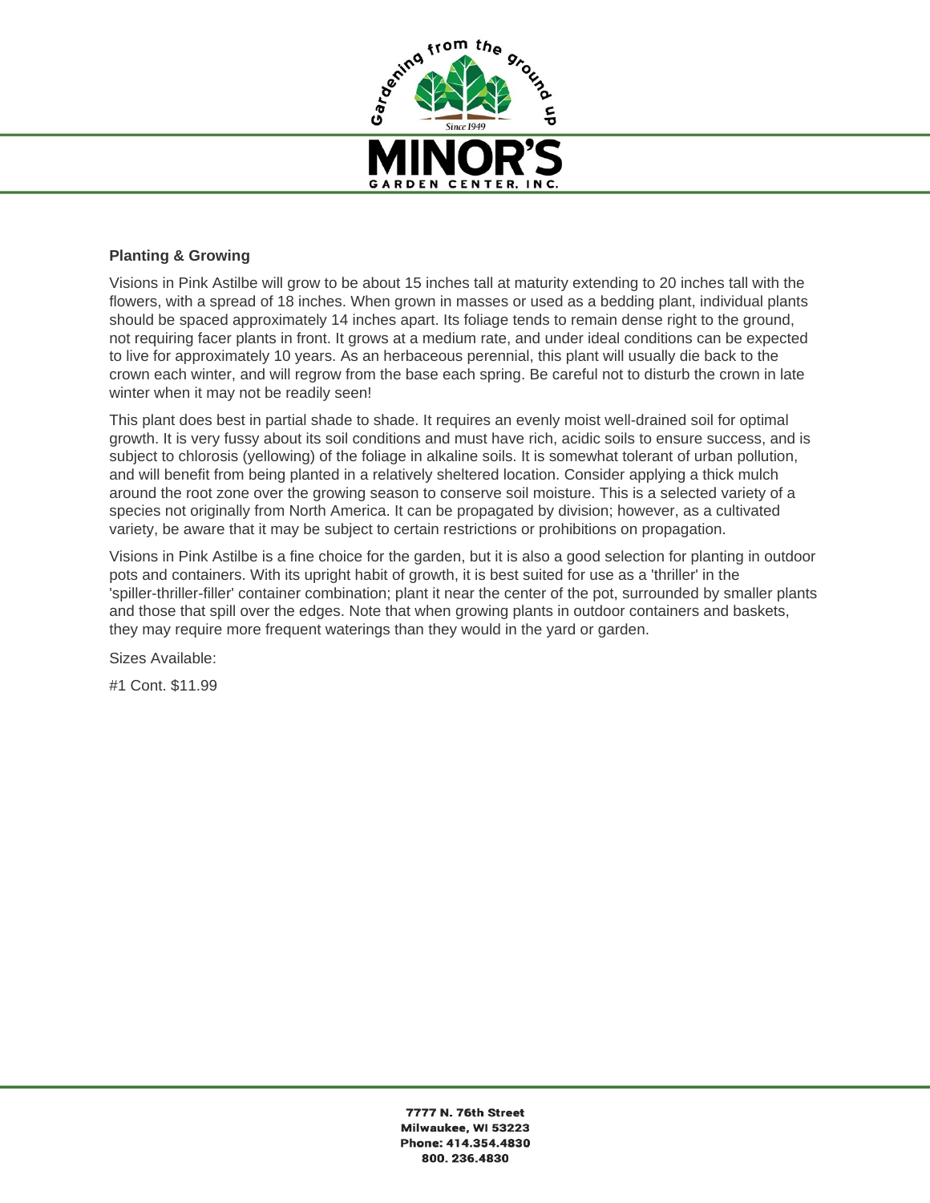**Planting & Growing**

Visions in Pink Astilbe will grow to be about 15 inches tall at maturity extending to 20 inches tall with the flowers, with a spread of 18 inches. When grown in masses or used as a bedding plant, individual plants should be spaced approximately 14 inches apart. Its foliage tends to remain dense right to the ground, not requiring facer plants in front. It grows at a medium rate, and under ideal conditions can be expected to live for approximately 10 years. As an herbaceous perennial, this plant will usually die back to the crown each winter, and will regrow from the base each spring. Be careful not to disturb the crown in late winter when it may not be readily seen!

This plant does best in partial shade to shade. It requires an evenly moist well-drained soil for optimal growth. It is very fussy about its soil conditions and must have rich, acidic soils to ensure success, and is subject to chlorosis (yellowing) of the foliage in alkaline soils. It is somewhat tolerant of urban pollution, and will benefit from being planted in a relatively sheltered location. Consider applying a thick mulch around the root zone over the growing season to conserve soil moisture. This is a selected variety of a species not originally from North America. It can be propagated by division; however, as a cultivated variety, be aware that it may be subject to certain restrictions or prohibitions on propagation.

Visions in Pink Astilbe is a fine choice for the garden, but it is also a good selection for planting in outdoor pots and containers. With its upright habit of growth, it is best suited for use as a 'thriller' in the 'spiller-thriller-filler' container combination; plant it near the center of the pot, surrounded by smaller plants and those that spill over the edges. Note that when growing plants in outdoor containers and baskets, they may require more frequent waterings than they would in the yard or garden.

Sizes Available:

#1 Cont. $11.99